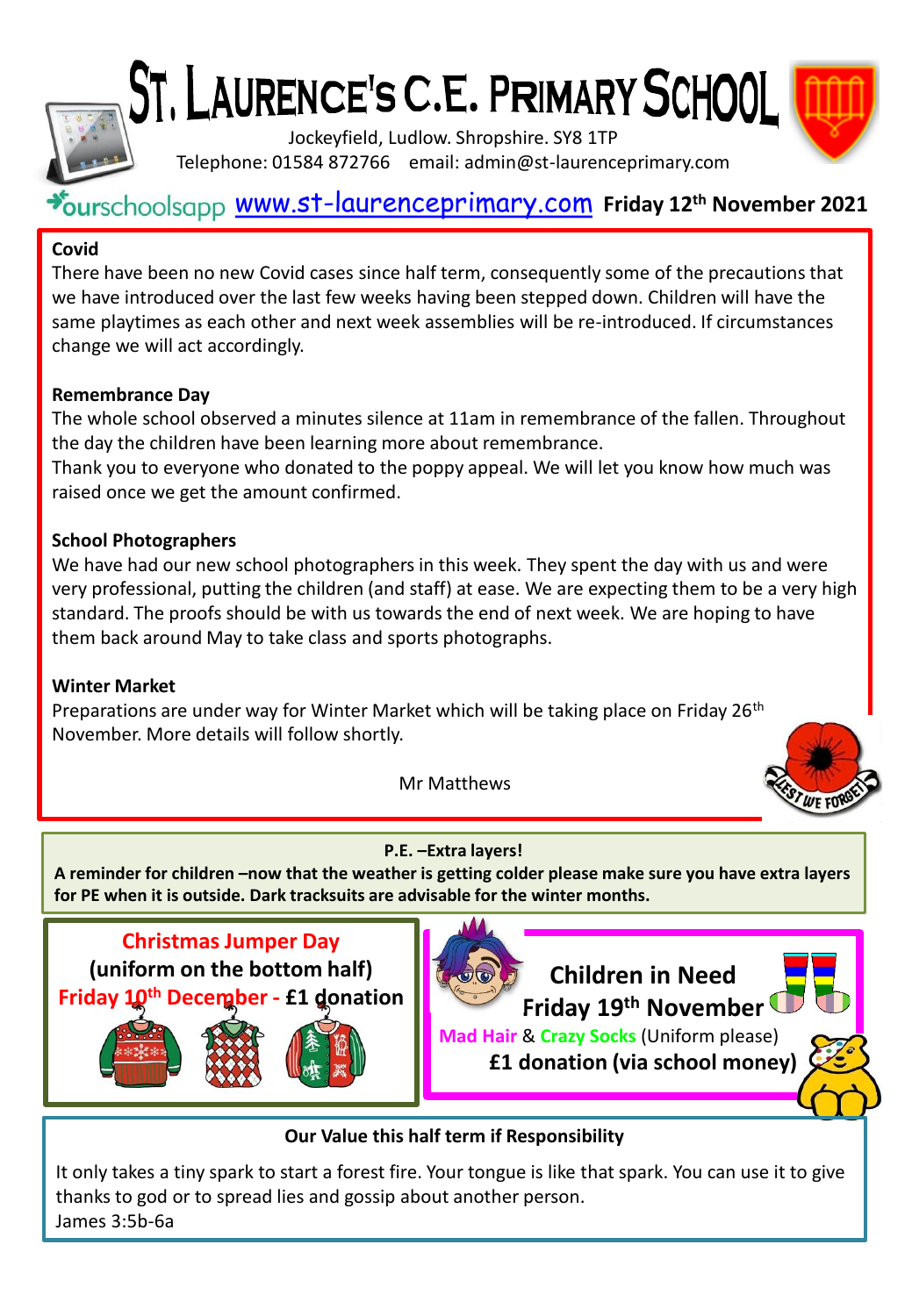# ST. LAURENCE'S C.E. PRIMARY SCHOOL

Jockeyfield, Ludlow. Shropshire. SY8 1TP
Telephone: 01584 872766 email: admin@st-laurenceprimary.com

ourschoolsapp www.st-laurenceprimary.com **Friday 12th November 2021**

**Covid**

There have been no new Covid cases since half term, consequently some of the precautions that we have introduced over the last few weeks having been stepped down. Children will have the same playtimes as each other and next week assemblies will be re-introduced. If circumstances change we will act accordingly.

**Remembrance Day**

The whole school observed a minutes silence at 11am in remembrance of the fallen. Throughout the day the children have been learning more about remembrance.
Thank you to everyone who donated to the poppy appeal. We will let you know how much was raised once we get the amount confirmed.

**School Photographers**

We have had our new school photographers in this week. They spent the day with us and were very professional, putting the children (and staff) at ease. We are expecting them to be a very high standard. The proofs should be with us towards the end of next week. We are hoping to have them back around May to take class and sports photographs.

**Winter Market**

Preparations are under way for Winter Market which will be taking place on Friday 26th November. More details will follow shortly.

Mr Matthews

**P.E. –Extra layers!**

**A reminder for children –now that the weather is getting colder please make sure you have extra layers for PE when it is outside. Dark tracksuits are advisable for the winter months.**

**Christmas Jumper Day**
**(uniform on the bottom half)**
**Friday 10th December - £1 donation**

**Children in Need**
**Friday 19th November**
Mad Hair & Crazy Socks (Uniform please)
**£1 donation (via school money)**

**Our Value this half term if Responsibility**

It only takes a tiny spark to start a forest fire. Your tongue is like that spark. You can use it to give thanks to god or to spread lies and gossip about another person.
James 3:5b-6a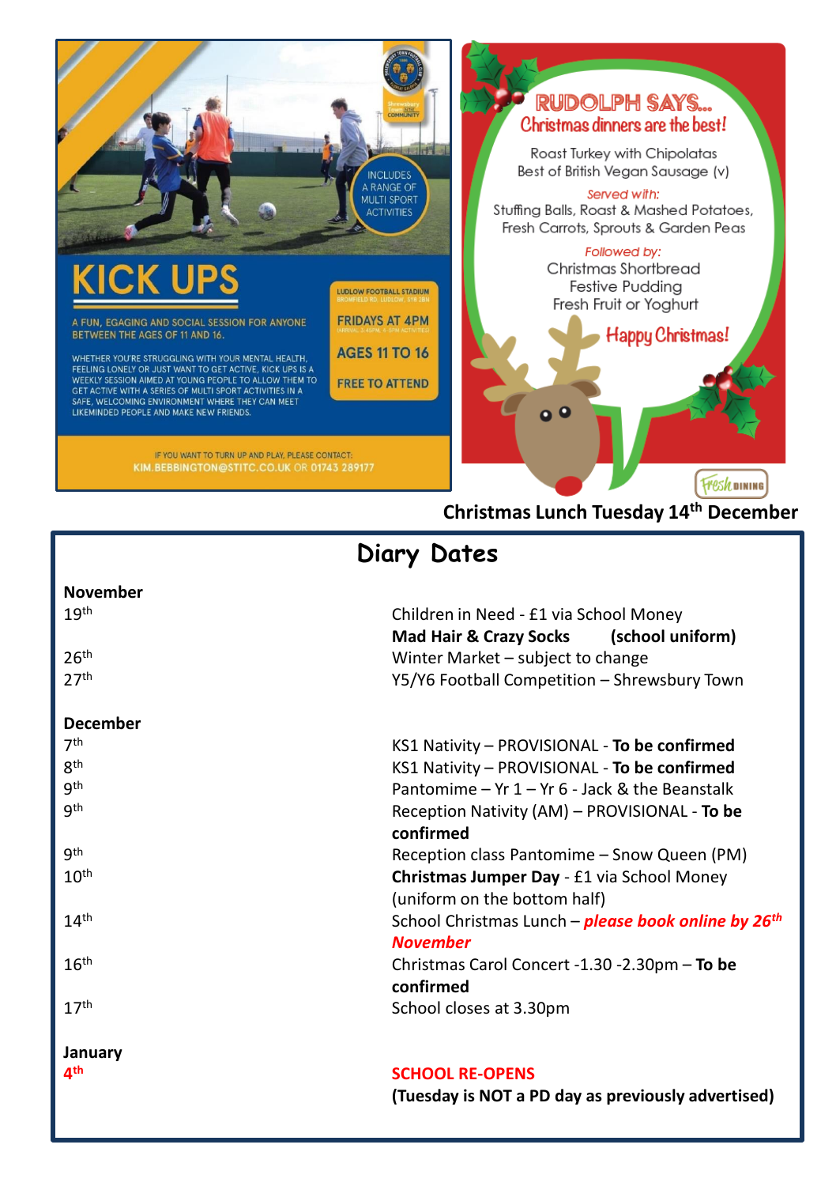KICK UPS

INCLUDES A RANGE OF MULTI SPORT ACTIVITIES

A FUN, EGAGING AND SOCIAL SESSION FOR ANYONE BETWEEN THE AGES OF 11 AND 16.

WHETHER YOU'RE STRUGGLING WITH YOUR MENTAL HEALTH, FEELING LONELY OR JUST WANT TO GET ACTIVE, KICK UPS IS A WEEKLY SESSION AIMED AT YOUNG PEOPLE TO ALLOW THEM TO GET ACTIVE WITH A SERIES OF MULTI SPORT ACTIVITIES IN A SAFE, WELCOMING ENVIRONMENT WHERE THEY CAN MEET LIKEMINDED PEOPLE AND MAKE NEW FRIENDS.

LUDLOW FOOTBALL STADIUM
BROMFIELD RD, LUDLOW, SY8 2BN

FRIDAYS AT 4PM
(ARRIVAL 3:45PM, 4-5PM ACTIVITIES)

AGES 11 TO 16

FREE TO ATTEND

IF YOU WANT TO TURN UP AND PLAY, PLEASE CONTACT:
KIM.BEBBINGTON@STITC.CO.UK OR 01743 289177

RUDOLPH SAYS...
Christmas dinners are the best!

Roast Turkey with Chipolatas
Best of British Vegan Sausage (v)

*Served with:*
Stuffing Balls, Roast & Mashed Potatoes,
Fresh Carrots, Sprouts & Garden Peas

*Followed by:*
Christmas Shortbread
Festive Pudding
Fresh Fruit or Yoghurt

Happy Christmas!

Fresh DINING

**Christmas Lunch Tuesday 14th December**

# Diary Dates

**November**

| | |
|---|---|
| 19th | Children in Need - £1 via School Money |
| | **Mad Hair & Crazy Socks** (school uniform) |
| 26th | Winter Market – subject to change |
| 27th | Y5/Y6 Football Competition – Shrewsbury Town |

**December**

| | |
|---|---|
| 7th | KS1 Nativity – PROVISIONAL - **To be confirmed** |
| 8th | KS1 Nativity – PROVISIONAL - **To be confirmed** |
| 9th | Pantomime – Yr 1 – Yr 6 - Jack & the Beanstalk |
| 9th | Reception Nativity (AM) – PROVISIONAL - **To be confirmed** |
| 9th | Reception class Pantomime – Snow Queen (PM) |
| 10th | **Christmas Jumper Day** - £1 via School Money (uniform on the bottom half) |
| 14th | School Christmas Lunch – ***please book online by 26th November*** |
| 16th | Christmas Carol Concert -1.30 -2.30pm – **To be confirmed** |
| 17th | School closes at 3.30pm |

**January**

| | |
|---|---|
| **4th** | **SCHOOL RE-OPENS** |
| | **(Tuesday is NOT a PD day as previously advertised)** |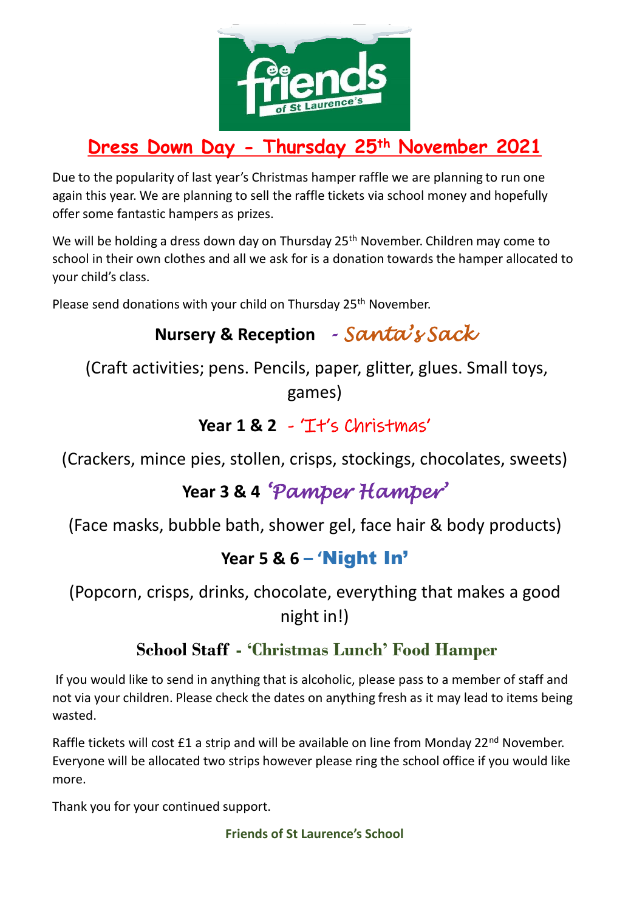# Dress Down Day - Thursday 25th November 2021

Due to the popularity of last year's Christmas hamper raffle we are planning to run one again this year. We are planning to sell the raffle tickets via school money and hopefully offer some fantastic hampers as prizes.

We will be holding a dress down day on Thursday 25th November. Children may come to school in their own clothes and all we ask for is a donation towards the hamper allocated to your child's class.

Please send donations with your child on Thursday 25th November.

## Nursery & Reception - *Santa's Sack*

(Craft activities; pens. Pencils, paper, glitter, glues. Small toys, games)

## Year 1 & 2 - 'It's Christmas'

(Crackers, mince pies, stollen, crisps, stockings, chocolates, sweets)

## Year 3 & 4 *'Pamper Hamper'*

(Face masks, bubble bath, shower gel, face hair & body products)

## Year 5 & 6 – 'Night In'

(Popcorn, crisps, drinks, chocolate, everything that makes a good night in!)

## School Staff - 'Christmas Lunch' Food Hamper

If you would like to send in anything that is alcoholic, please pass to a member of staff and not via your children. Please check the dates on anything fresh as it may lead to items being wasted.

Raffle tickets will cost £1 a strip and will be available on line from Monday 22nd November. Everyone will be allocated two strips however please ring the school office if you would like more.

Thank you for your continued support.

**Friends of St Laurence's School**